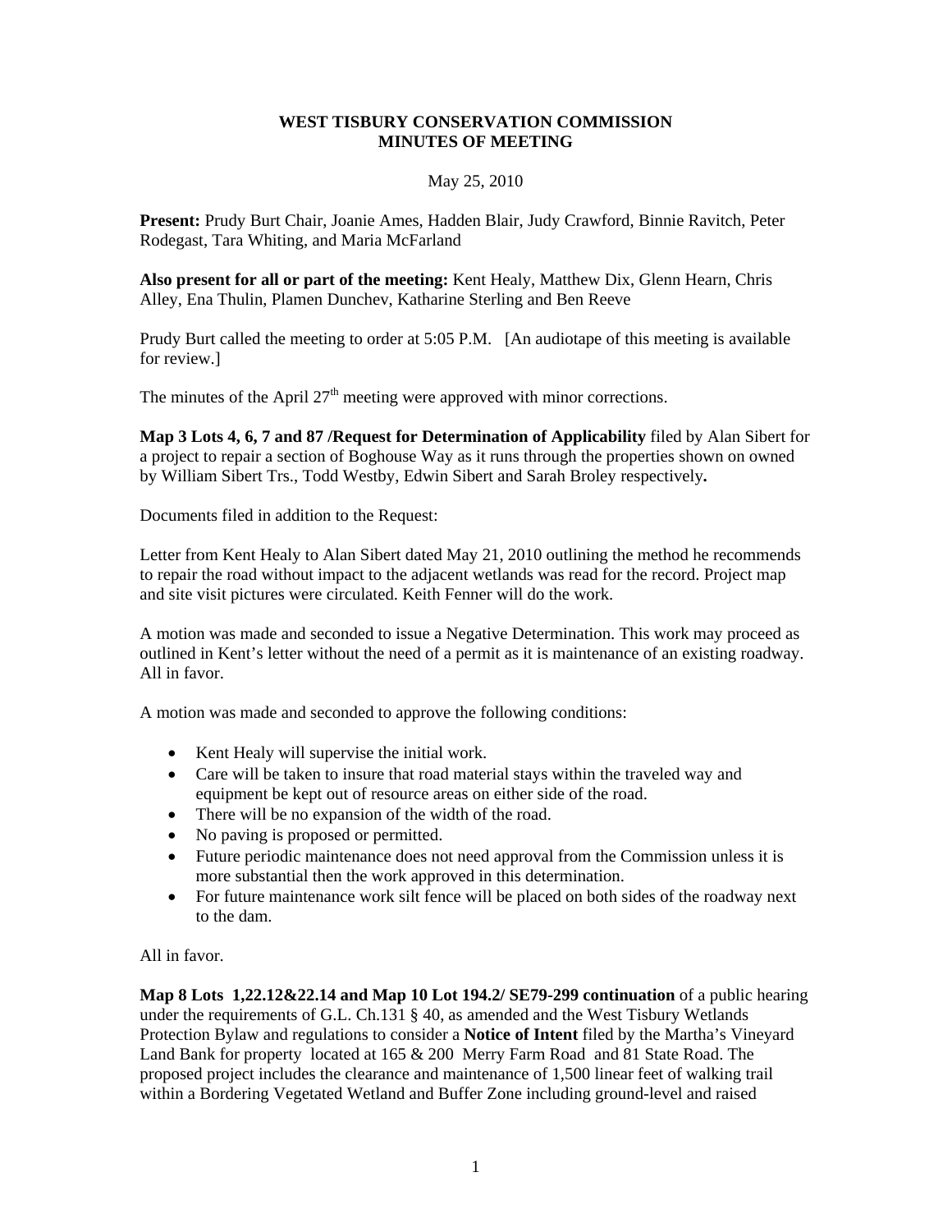**WEST TISBURY CONSERVATION COMMISSION**
**MINUTES OF MEETING**

May 25, 2010

**Present:** Prudy Burt Chair, Joanie Ames, Hadden Blair, Judy Crawford, Binnie Ravitch, Peter Rodegast, Tara Whiting, and Maria McFarland

**Also present for all or part of the meeting:** Kent Healy, Matthew Dix, Glenn Hearn, Chris Alley, Ena Thulin, Plamen Dunchev, Katharine Sterling and Ben Reeve

Prudy Burt called the meeting to order at 5:05 P.M. [An audiotape of this meeting is available for review.]

The minutes of the April 27th meeting were approved with minor corrections.

**Map 3 Lots 4, 6, 7 and 87 /Request for Determination of Applicability** filed by Alan Sibert for a project to repair a section of Boghouse Way as it runs through the properties shown on owned by William Sibert Trs., Todd Westby, Edwin Sibert and Sarah Broley respectively**.**

Documents filed in addition to the Request:

Letter from Kent Healy to Alan Sibert dated May 21, 2010 outlining the method he recommends to repair the road without impact to the adjacent wetlands was read for the record. Project map and site visit pictures were circulated. Keith Fenner will do the work.

A motion was made and seconded to issue a Negative Determination. This work may proceed as outlined in Kent's letter without the need of a permit as it is maintenance of an existing roadway. All in favor.

A motion was made and seconded to approve the following conditions:

- Kent Healy will supervise the initial work.
- Care will be taken to insure that road material stays within the traveled way and equipment be kept out of resource areas on either side of the road.
- There will be no expansion of the width of the road.
- No paving is proposed or permitted.
- Future periodic maintenance does not need approval from the Commission unless it is more substantial then the work approved in this determination.
- For future maintenance work silt fence will be placed on both sides of the roadway next to the dam.

All in favor.

**Map 8 Lots 1,22.12&22.14 and Map 10 Lot 194.2/ SE79-299 continuation** of a public hearing under the requirements of G.L. Ch.131 § 40, as amended and the West Tisbury Wetlands Protection Bylaw and regulations to consider a **Notice of Intent** filed by the Martha's Vineyard Land Bank for property located at 165 & 200 Merry Farm Road and 81 State Road. The proposed project includes the clearance and maintenance of 1,500 linear feet of walking trail within a Bordering Vegetated Wetland and Buffer Zone including ground-level and raised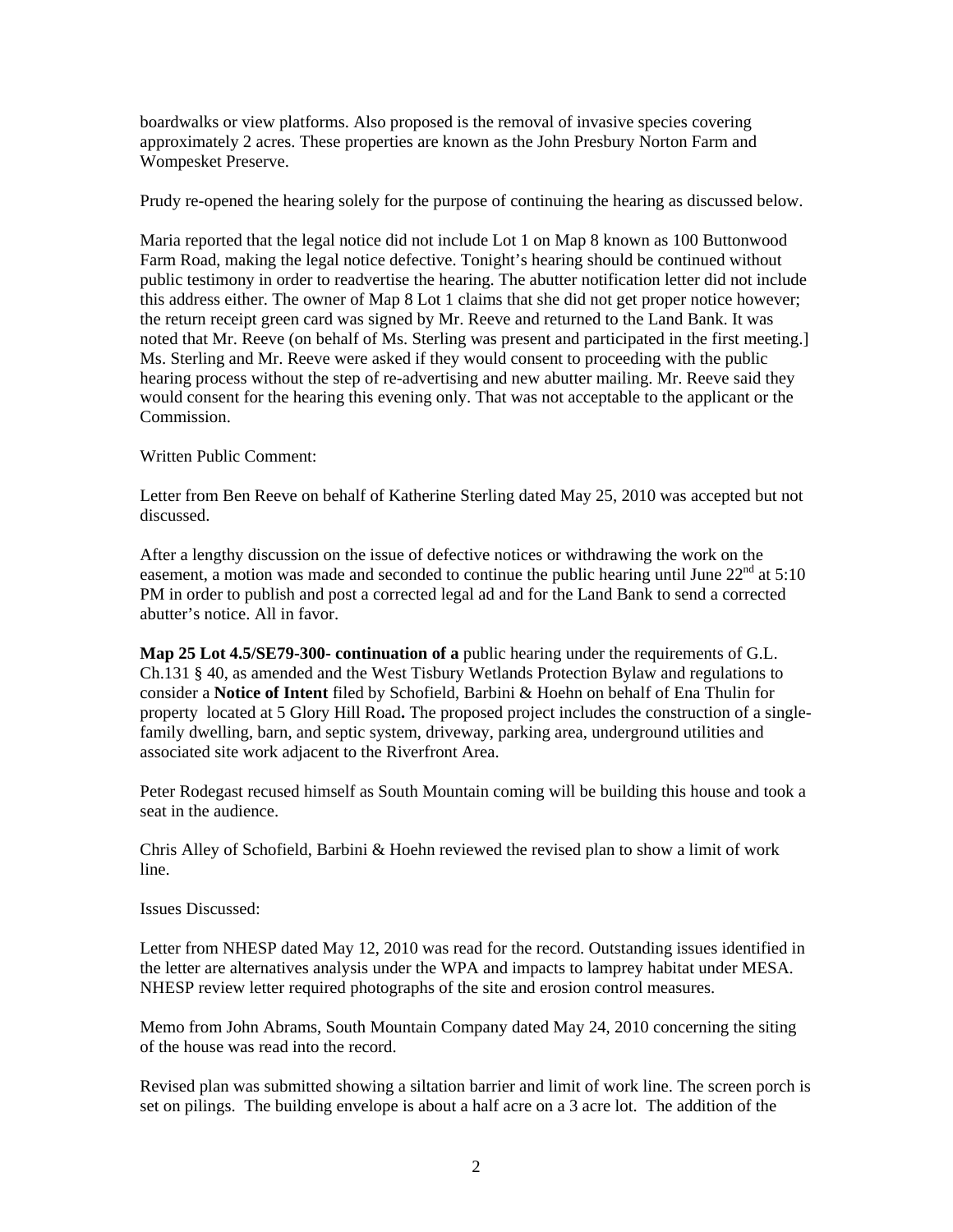boardwalks or view platforms. Also proposed is the removal of invasive species covering approximately 2 acres. These properties are known as the John Presbury Norton Farm and Wompesket Preserve.

Prudy re-opened the hearing solely for the purpose of continuing the hearing as discussed below.

Maria reported that the legal notice did not include Lot 1 on Map 8 known as 100 Buttonwood Farm Road, making the legal notice defective. Tonight's hearing should be continued without public testimony in order to readvertise the hearing. The abutter notification letter did not include this address either. The owner of Map 8 Lot 1 claims that she did not get proper notice however; the return receipt green card was signed by Mr. Reeve and returned to the Land Bank. It was noted that Mr. Reeve (on behalf of Ms. Sterling was present and participated in the first meeting.] Ms. Sterling and Mr. Reeve were asked if they would consent to proceeding with the public hearing process without the step of re-advertising and new abutter mailing. Mr. Reeve said they would consent for the hearing this evening only. That was not acceptable to the applicant or the Commission.

Written Public Comment:

Letter from Ben Reeve on behalf of Katherine Sterling dated May 25, 2010 was accepted but not discussed.

After a lengthy discussion on the issue of defective notices or withdrawing the work on the easement, a motion was made and seconded to continue the public hearing until June 22nd at 5:10 PM in order to publish and post a corrected legal ad and for the Land Bank to send a corrected abutter's notice. All in favor.

**Map 25 Lot 4.5/SE79-300- continuation of a** public hearing under the requirements of G.L. Ch.131 § 40, as amended and the West Tisbury Wetlands Protection Bylaw and regulations to consider a **Notice of Intent** filed by Schofield, Barbini & Hoehn on behalf of Ena Thulin for property located at 5 Glory Hill Road**.** The proposed project includes the construction of a single-family dwelling, barn, and septic system, driveway, parking area, underground utilities and associated site work adjacent to the Riverfront Area.

Peter Rodegast recused himself as South Mountain coming will be building this house and took a seat in the audience.

Chris Alley of Schofield, Barbini & Hoehn reviewed the revised plan to show a limit of work line.

Issues Discussed:

Letter from NHESP dated May 12, 2010 was read for the record. Outstanding issues identified in the letter are alternatives analysis under the WPA and impacts to lamprey habitat under MESA. NHESP review letter required photographs of the site and erosion control measures.

Memo from John Abrams, South Mountain Company dated May 24, 2010 concerning the siting of the house was read into the record.

Revised plan was submitted showing a siltation barrier and limit of work line. The screen porch is set on pilings. The building envelope is about a half acre on a 3 acre lot. The addition of the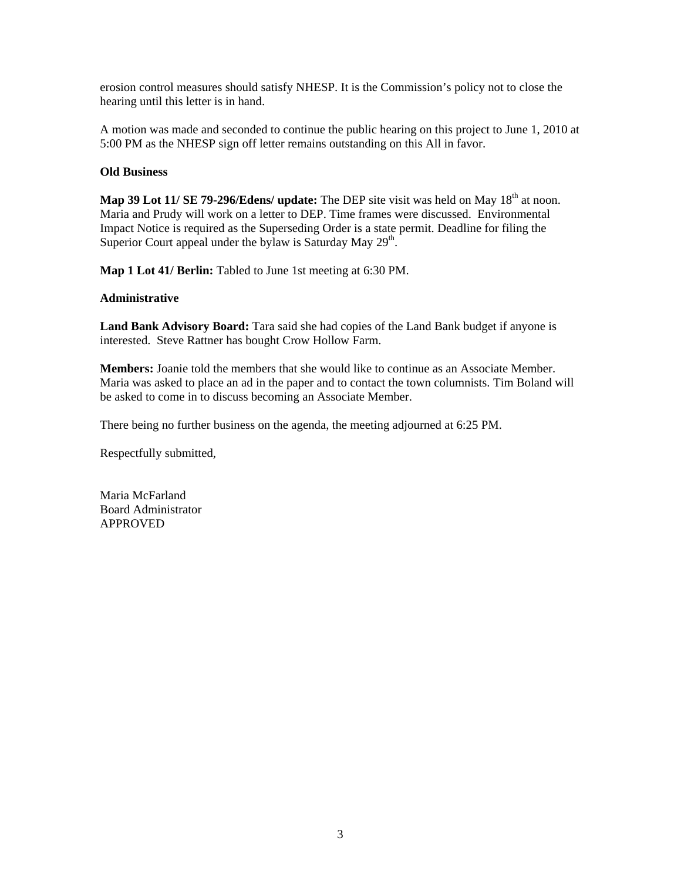erosion control measures should satisfy NHESP. It is the Commission's policy not to close the hearing until this letter is in hand.

A motion was made and seconded to continue the public hearing on this project to June 1, 2010 at 5:00 PM as the NHESP sign off letter remains outstanding on this All in favor.

**Old Business**

**Map 39 Lot 11/ SE 79-296/Edens/ update:** The DEP site visit was held on May 18th at noon. Maria and Prudy will work on a letter to DEP. Time frames were discussed. Environmental Impact Notice is required as the Superseding Order is a state permit. Deadline for filing the Superior Court appeal under the bylaw is Saturday May 29th.

**Map 1 Lot 41/ Berlin:** Tabled to June 1st meeting at 6:30 PM.

**Administrative**

**Land Bank Advisory Board:** Tara said she had copies of the Land Bank budget if anyone is interested. Steve Rattner has bought Crow Hollow Farm.

**Members:** Joanie told the members that she would like to continue as an Associate Member. Maria was asked to place an ad in the paper and to contact the town columnists. Tim Boland will be asked to come in to discuss becoming an Associate Member.

There being no further business on the agenda, the meeting adjourned at 6:25 PM.

Respectfully submitted,

Maria McFarland
Board Administrator
APPROVED